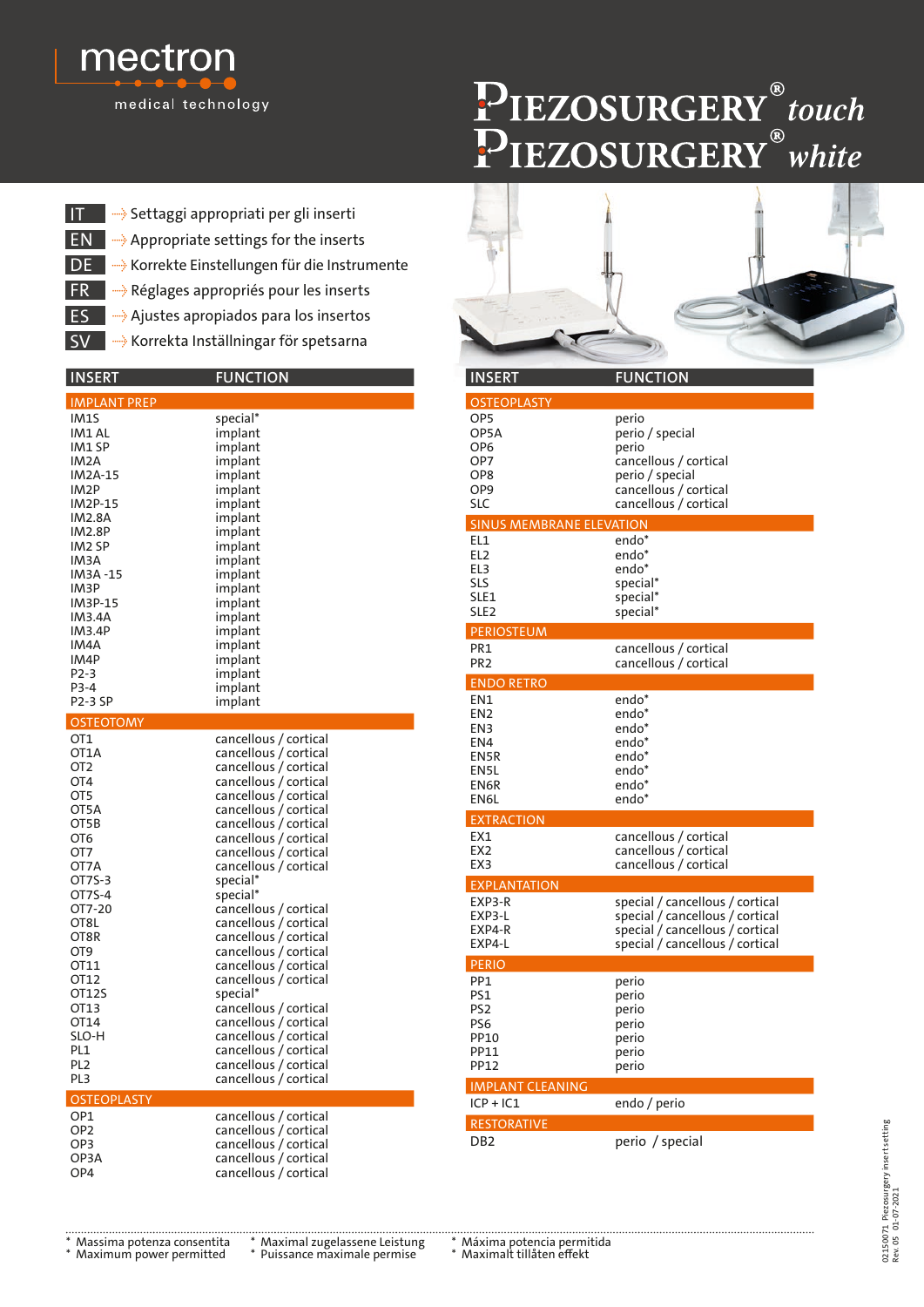mectron

medical technology

# PIEZOSURGERY® *touch*
# PIEZOSURGERY® *white*

- **IT** → Settaggi appropriati per gli inserti
- **EN** → Appropriate settings for the inserts
- **DE** → Korrekte Einstellungen für die Instrumente
- **FR** → Réglages appropriés pour les inserts
- **ES** → Ajustes apropiados para los insertos
- **SV** → Korrekta Inställningar för spetsarna

| INSERT | FUNCTION |
|---|---|
| **IMPLANT PREP** | |
| IM1S | special* |
| IM1 AL | implant |
| IM1 SP | implant |
| IM2A | implant |
| IM2A-15 | implant |
| IM2P | implant |
| IM2P-15 | implant |
| IM2.8A | implant |
| IM2.8P | implant |
| IM2 SP | implant |
| IM3A | implant |
| IM3A -15 | implant |
| IM3P | implant |
| IM3P-15 | implant |
| IM3.4A | implant |
| IM3.4P | implant |
| IM4A | implant |
| IM4P | implant |
| P2-3 | implant |
| P3-4 | implant |
| P2-3 SP | implant |
| **OSTEOTOMY** | |
| OT1 | cancellous / cortical |
| OT1A | cancellous / cortical |
| OT2 | cancellous / cortical |
| OT4 | cancellous / cortical |
| OT5 | cancellous / cortical |
| OT5A | cancellous / cortical |
| OT5B | cancellous / cortical |
| OT6 | cancellous / cortical |
| OT7 | cancellous / cortical |
| OT7A | cancellous / cortical |
| OT7S-3 | special* |
| OT7S-4 | special* |
| OT7-20 | cancellous / cortical |
| OT8L | cancellous / cortical |
| OT8R | cancellous / cortical |
| OT9 | cancellous / cortical |
| OT11 | cancellous / cortical |
| OT12 | cancellous / cortical |
| OT12S | special* |
| OT13 | cancellous / cortical |
| OT14 | cancellous / cortical |
| SLO-H | cancellous / cortical |
| PL1 | cancellous / cortical |
| PL2 | cancellous / cortical |
| PL3 | cancellous / cortical |
| **OSTEOPLASTY** | |
| OP1 | cancellous / cortical |
| OP2 | cancellous / cortical |
| OP3 | cancellous / cortical |
| OP3A | cancellous / cortical |
| OP4 | cancellous / cortical |

| INSERT | FUNCTION |
|---|---|
| **OSTEOPLASTY** | |
| OP5 | perio |
| OP5A | perio / special |
| OP6 | perio |
| OP7 | cancellous / cortical |
| OP8 | perio / special |
| OP9 | cancellous / cortical |
| SLC | cancellous / cortical |
| **SINUS MEMBRANE ELEVATION** | |
| EL1 | endo* |
| EL2 | endo* |
| EL3 | endo* |
| SLS | special* |
| SLE1 | special* |
| SLE2 | special* |
| **PERIOSTEUM** | |
| PR1 | cancellous / cortical |
| PR2 | cancellous / cortical |
| **ENDO RETRO** | |
| EN1 | endo* |
| EN2 | endo* |
| EN3 | endo* |
| EN4 | endo* |
| EN5R | endo* |
| EN5L | endo* |
| EN6R | endo* |
| EN6L | endo* |
| **EXTRACTION** | |
| EX1 | cancellous / cortical |
| EX2 | cancellous / cortical |
| EX3 | cancellous / cortical |
| **EXPLANTATION** | |
| EXP3-R | special / cancellous / cortical |
| EXP3-L | special / cancellous / cortical |
| EXP4-R | special / cancellous / cortical |
| EXP4-L | special / cancellous / cortical |
| **PERIO** | |
| PP1 | perio |
| PS1 | perio |
| PS2 | perio |
| PS6 | perio |
| PP10 | perio |
| PP11 | perio |
| PP12 | perio |
| **IMPLANT CLEANING** | |
| ICP + IC1 | endo / perio |
| **RESTORATIVE** | |
| DB2 | perio / special |

\* Massima potenza consentita
\* Maximum power permitted
\* Maximal zugelassene Leistung
\* Puissance maximale permise
\* Máxima potencia permitida
\* Maximalt tillåten effekt

02150071 Piezosurgery insert setting
Rev. 05 01-07-2021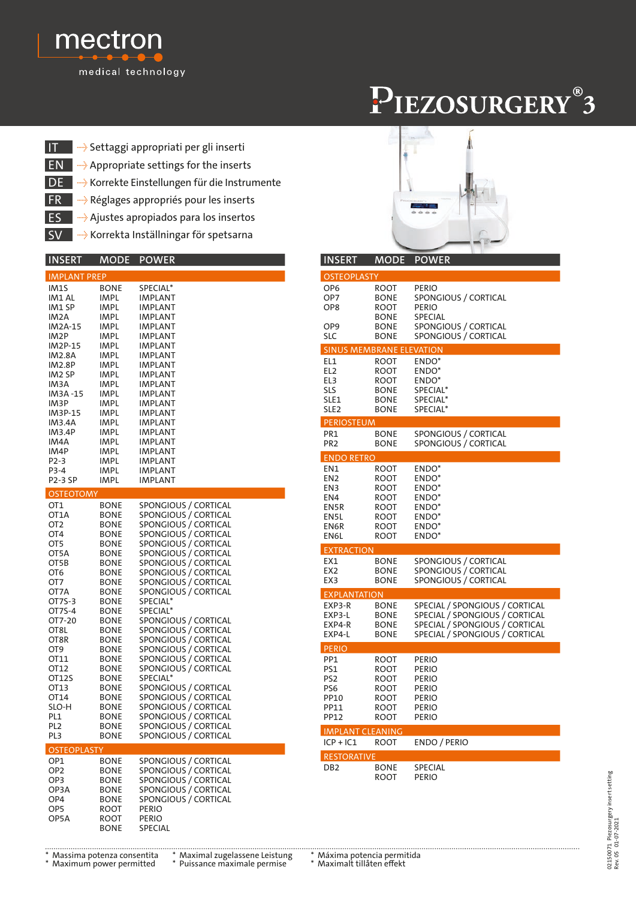mectron

medical technology

# PIEZOSURGERY® 3

- IT ⟶ Settaggi appropriati per gli inserti
- EN ⟶ Appropriate settings for the inserts
- DE ⟶ Korrekte Einstellungen für die Instrumente
- FR ⟶ Réglages appropriés pour les inserts
- ES ⟶ Ajustes apropiados para los insertos
- SV ⟶ Korrekta Inställningar för spetsarna

| INSERT | MODE | POWER |
|---|---|---|
| **IMPLANT PREP** | | |
| IM1S | BONE | SPECIAL* |
| IM1 AL | IMPL | IMPLANT |
| IM1 SP | IMPL | IMPLANT |
| IM2A | IMPL | IMPLANT |
| IM2A-15 | IMPL | IMPLANT |
| IM2P | IMPL | IMPLANT |
| IM2P-15 | IMPL | IMPLANT |
| IM2.8A | IMPL | IMPLANT |
| IM2.8P | IMPL | IMPLANT |
| IM2 SP | IMPL | IMPLANT |
| IM3A | IMPL | IMPLANT |
| IM3A -15 | IMPL | IMPLANT |
| IM3P | IMPL | IMPLANT |
| IM3P-15 | IMPL | IMPLANT |
| IM3.4A | IMPL | IMPLANT |
| IM3.4P | IMPL | IMPLANT |
| IM4A | IMPL | IMPLANT |
| IM4P | IMPL | IMPLANT |
| P2-3 | IMPL | IMPLANT |
| P3-4 | IMPL | IMPLANT |
| P2-3 SP | IMPL | IMPLANT |
| **OSTEOTOMY** | | |
| OT1 | BONE | SPONGIOUS / CORTICAL |
| OT1A | BONE | SPONGIOUS / CORTICAL |
| OT2 | BONE | SPONGIOUS / CORTICAL |
| OT4 | BONE | SPONGIOUS / CORTICAL |
| OT5 | BONE | SPONGIOUS / CORTICAL |
| OT5A | BONE | SPONGIOUS / CORTICAL |
| OT5B | BONE | SPONGIOUS / CORTICAL |
| OT6 | BONE | SPONGIOUS / CORTICAL |
| OT7 | BONE | SPONGIOUS / CORTICAL |
| OT7A | BONE | SPONGIOUS / CORTICAL |
| OT7S-3 | BONE | SPECIAL* |
| OT7S-4 | BONE | SPECIAL* |
| OT7-20 | BONE | SPONGIOUS / CORTICAL |
| OT8L | BONE | SPONGIOUS / CORTICAL |
| OT8R | BONE | SPONGIOUS / CORTICAL |
| OT9 | BONE | SPONGIOUS / CORTICAL |
| OT11 | BONE | SPONGIOUS / CORTICAL |
| OT12 | BONE | SPONGIOUS / CORTICAL |
| OT12S | BONE | SPECIAL* |
| OT13 | BONE | SPONGIOUS / CORTICAL |
| OT14 | BONE | SPONGIOUS / CORTICAL |
| SLO-H | BONE | SPONGIOUS / CORTICAL |
| PL1 | BONE | SPONGIOUS / CORTICAL |
| PL2 | BONE | SPONGIOUS / CORTICAL |
| PL3 | BONE | SPONGIOUS / CORTICAL |
| **OSTEOPLASTY** | | |
| OP1 | BONE | SPONGIOUS / CORTICAL |
| OP2 | BONE | SPONGIOUS / CORTICAL |
| OP3 | BONE | SPONGIOUS / CORTICAL |
| OP3A | BONE | SPONGIOUS / CORTICAL |
| OP4 | BONE | SPONGIOUS / CORTICAL |
| OP5 | ROOT | PERIO |
| OP5A | ROOT | PERIO |
| | BONE | SPECIAL |

| INSERT | MODE | POWER |
|---|---|---|
| **OSTEOPLASTY** | | |
| OP6 | ROOT | PERIO |
| OP7 | BONE | SPONGIOUS / CORTICAL |
| OP8 | ROOT | PERIO |
| | BONE | SPECIAL |
| OP9 | BONE | SPONGIOUS / CORTICAL |
| SLC | BONE | SPONGIOUS / CORTICAL |
| **SINUS MEMBRANE ELEVATION** | | |
| EL1 | ROOT | ENDO* |
| EL2 | ROOT | ENDO* |
| EL3 | ROOT | ENDO* |
| SLS | BONE | SPECIAL* |
| SLE1 | BONE | SPECIAL* |
| SLE2 | BONE | SPECIAL* |
| **PERIOSTEUM** | | |
| PR1 | BONE | SPONGIOUS / CORTICAL |
| PR2 | BONE | SPONGIOUS / CORTICAL |
| **ENDO RETRO** | | |
| EN1 | ROOT | ENDO* |
| EN2 | ROOT | ENDO* |
| EN3 | ROOT | ENDO* |
| EN4 | ROOT | ENDO* |
| EN5R | ROOT | ENDO* |
| EN5L | ROOT | ENDO* |
| EN6R | ROOT | ENDO* |
| EN6L | ROOT | ENDO* |
| **EXTRACTION** | | |
| EX1 | BONE | SPONGIOUS / CORTICAL |
| EX2 | BONE | SPONGIOUS / CORTICAL |
| EX3 | BONE | SPONGIOUS / CORTICAL |
| **EXPLANTATION** | | |
| EXP3-R | BONE | SPECIAL / SPONGIOUS / CORTICAL |
| EXP3-L | BONE | SPECIAL / SPONGIOUS / CORTICAL |
| EXP4-R | BONE | SPECIAL / SPONGIOUS / CORTICAL |
| EXP4-L | BONE | SPECIAL / SPONGIOUS / CORTICAL |
| **PERIO** | | |
| PP1 | ROOT | PERIO |
| PS1 | ROOT | PERIO |
| PS2 | ROOT | PERIO |
| PS6 | ROOT | PERIO |
| PP10 | ROOT | PERIO |
| PP11 | ROOT | PERIO |
| PP12 | ROOT | PERIO |
| **IMPLANT CLEANING** | | |
| ICP + IC1 | ROOT | ENDO / PERIO |
| **RESTORATIVE** | | |
| DB2 | BONE | SPECIAL |
| | ROOT | PERIO |

* Massima potenza consentita
* Maximum power permitted
* Maximal zugelassene Leistung
* Puissance maximale permise
* Máxima potencia permitida
* Maximalt tillåten effekt

02150071 Piezosurgery insert setting
Rev. 05 01-07-2021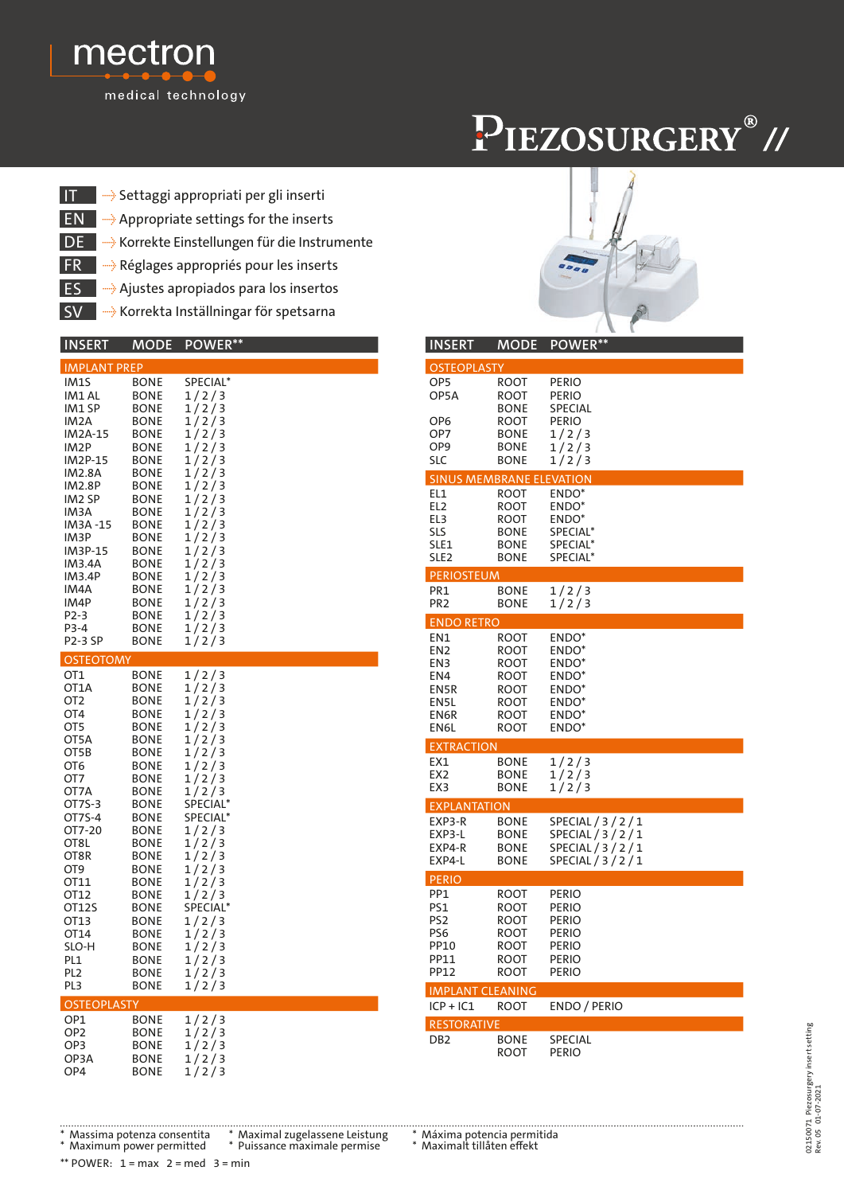# mectron

medical technology

# PIEZOSURGERY® //

- IT → Settaggi appropriati per gli inserti
- EN → Appropriate settings for the inserts
- DE → Korrekte Einstellungen für die Instrumente
- FR → Réglages appropriés pour les inserts
- ES → Ajustes apropiados para los insertos
- SV → Korrekta Inställningar för spetsarna

| INSERT | MODE | POWER** |
|---|---|---|
| **IMPLANT PREP** | | |
| IM1S | BONE | SPECIAL* |
| IM1 AL | BONE | 1 / 2 / 3 |
| IM1 SP | BONE | 1 / 2 / 3 |
| IM2A | BONE | 1 / 2 / 3 |
| IM2A-15 | BONE | 1 / 2 / 3 |
| IM2P | BONE | 1 / 2 / 3 |
| IM2P-15 | BONE | 1 / 2 / 3 |
| IM2.8A | BONE | 1 / 2 / 3 |
| IM2.8P | BONE | 1 / 2 / 3 |
| IM2 SP | BONE | 1 / 2 / 3 |
| IM3A | BONE | 1 / 2 / 3 |
| IM3A -15 | BONE | 1 / 2 / 3 |
| IM3P | BONE | 1 / 2 / 3 |
| IM3P-15 | BONE | 1 / 2 / 3 |
| IM3.4A | BONE | 1 / 2 / 3 |
| IM3.4P | BONE | 1 / 2 / 3 |
| IM4A | BONE | 1 / 2 / 3 |
| IM4P | BONE | 1 / 2 / 3 |
| P2-3 | BONE | 1 / 2 / 3 |
| P3-4 | BONE | 1 / 2 / 3 |
| P2-3 SP | BONE | 1 / 2 / 3 |
| **OSTEOTOMY** | | |
| OT1 | BONE | 1 / 2 / 3 |
| OT1A | BONE | 1 / 2 / 3 |
| OT2 | BONE | 1 / 2 / 3 |
| OT4 | BONE | 1 / 2 / 3 |
| OT5 | BONE | 1 / 2 / 3 |
| OT5A | BONE | 1 / 2 / 3 |
| OT5B | BONE | 1 / 2 / 3 |
| OT6 | BONE | 1 / 2 / 3 |
| OT7 | BONE | 1 / 2 / 3 |
| OT7A | BONE | 1 / 2 / 3 |
| OT7S-3 | BONE | SPECIAL* |
| OT7S-4 | BONE | SPECIAL* |
| OT7-20 | BONE | 1 / 2 / 3 |
| OT8L | BONE | 1 / 2 / 3 |
| OT8R | BONE | 1 / 2 / 3 |
| OT9 | BONE | 1 / 2 / 3 |
| OT11 | BONE | 1 / 2 / 3 |
| OT12 | BONE | 1 / 2 / 3 |
| OT12S | BONE | SPECIAL* |
| OT13 | BONE | 1 / 2 / 3 |
| OT14 | BONE | 1 / 2 / 3 |
| SLO-H | BONE | 1 / 2 / 3 |
| PL1 | BONE | 1 / 2 / 3 |
| PL2 | BONE | 1 / 2 / 3 |
| PL3 | BONE | 1 / 2 / 3 |
| **OSTEOPLASTY** | | |
| OP1 | BONE | 1 / 2 / 3 |
| OP2 | BONE | 1 / 2 / 3 |
| OP3 | BONE | 1 / 2 / 3 |
| OP3A | BONE | 1 / 2 / 3 |
| OP4 | BONE | 1 / 2 / 3 |

| INSERT | MODE | POWER** |
|---|---|---|
| **OSTEOPLASTY** | | |
| OP5 | ROOT | PERIO |
| OP5A | ROOT | PERIO |
| | BONE | SPECIAL |
| OP6 | ROOT | PERIO |
| OP7 | BONE | 1 / 2 / 3 |
| OP9 | BONE | 1 / 2 / 3 |
| SLC | BONE | 1 / 2 / 3 |
| **SINUS MEMBRANE ELEVATION** | | |
| EL1 | ROOT | ENDO* |
| EL2 | ROOT | ENDO* |
| EL3 | ROOT | ENDO* |
| SLS | BONE | SPECIAL* |
| SLE1 | BONE | SPECIAL* |
| SLE2 | BONE | SPECIAL* |
| **PERIOSTEUM** | | |
| PR1 | BONE | 1 / 2 / 3 |
| PR2 | BONE | 1 / 2 / 3 |
| **ENDO RETRO** | | |
| EN1 | ROOT | ENDO* |
| EN2 | ROOT | ENDO* |
| EN3 | ROOT | ENDO* |
| EN4 | ROOT | ENDO* |
| EN5R | ROOT | ENDO* |
| EN5L | ROOT | ENDO* |
| EN6R | ROOT | ENDO* |
| EN6L | ROOT | ENDO* |
| **EXTRACTION** | | |
| EX1 | BONE | 1 / 2 / 3 |
| EX2 | BONE | 1 / 2 / 3 |
| EX3 | BONE | 1 / 2 / 3 |
| **EXPLANTATION** | | |
| EXP3-R | BONE | SPECIAL / 3 / 2 / 1 |
| EXP3-L | BONE | SPECIAL / 3 / 2 / 1 |
| EXP4-R | BONE | SPECIAL / 3 / 2 / 1 |
| EXP4-L | BONE | SPECIAL / 3 / 2 / 1 |
| **PERIO** | | |
| PP1 | ROOT | PERIO |
| PS1 | ROOT | PERIO |
| PS2 | ROOT | PERIO |
| PS6 | ROOT | PERIO |
| PP10 | ROOT | PERIO |
| PP11 | ROOT | PERIO |
| PP12 | ROOT | PERIO |
| **IMPLANT CLEANING** | | |
| ICP + IC1 | ROOT | ENDO / PERIO |
| **RESTORATIVE** | | |
| DB2 | BONE | SPECIAL |
| | ROOT | PERIO |

\* Massima potenza consentita
\* Maximum power permitted
\* Maximal zugelassene Leistung
\* Puissance maximale permise
\* Máxima potencia permitida
\* Maximalt tillåten effekt

** POWER: 1 = max 2 = med 3 = min

02150071 Piezosurgery insert setting
Rev. 05 01-07-2021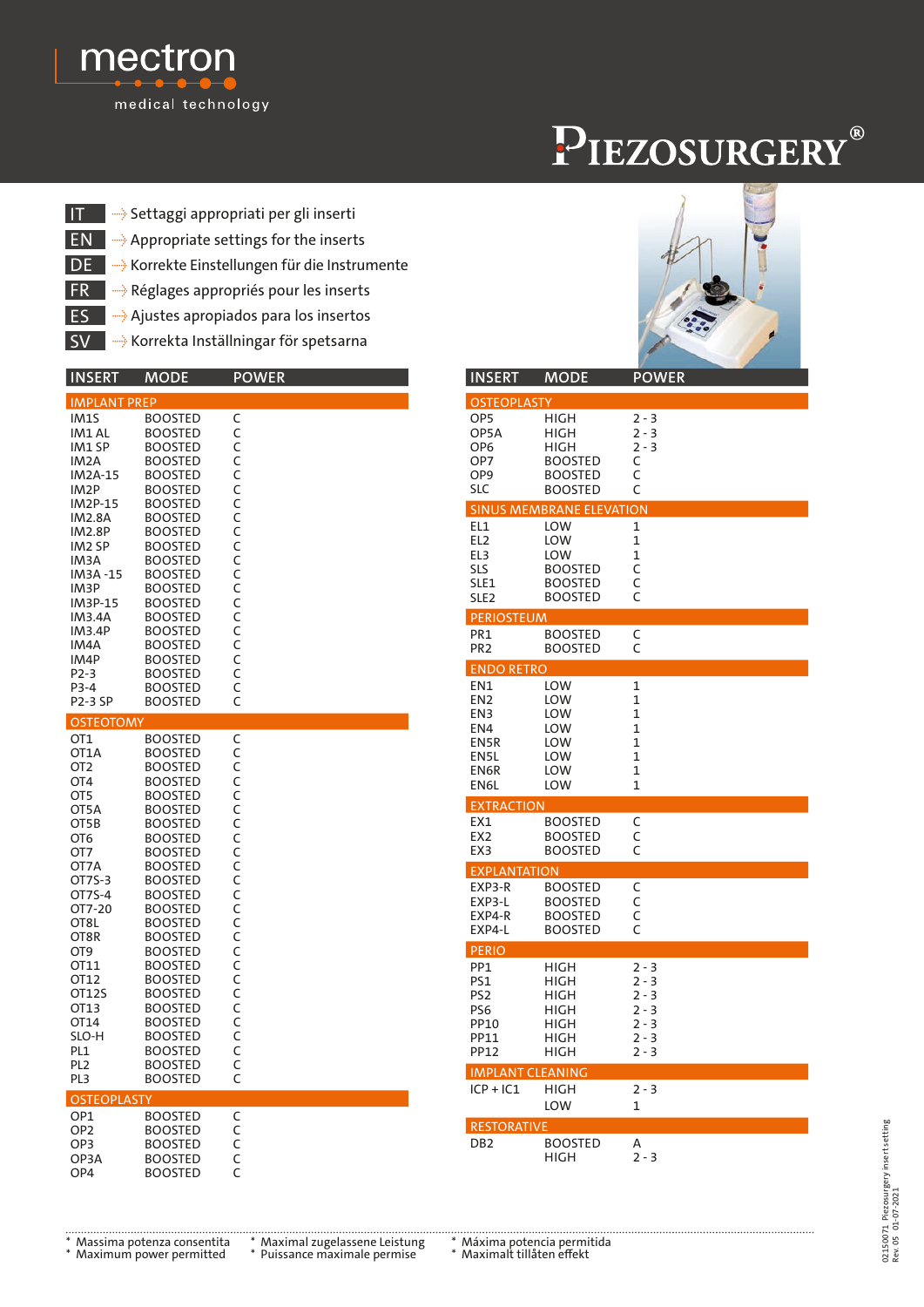mectron

medical technology

# PIEZOSURGERY®

- IT → Settaggi appropriati per gli inserti
- EN → Appropriate settings for the inserts
- DE → Korrekte Einstellungen für die Instrumente
- FR → Réglages appropriés pour les inserts
- ES → Ajustes apropiados para los insertos
- SV → Korrekta Inställningar för spetsarna

| INSERT | MODE | POWER |
|---|---|---|
| **IMPLANT PREP** | | |
| IM1S | BOOSTED | C |
| IM1 AL | BOOSTED | C |
| IM1 SP | BOOSTED | C |
| IM2A | BOOSTED | C |
| IM2A-15 | BOOSTED | C |
| IM2P | BOOSTED | C |
| IM2P-15 | BOOSTED | C |
| IM2.8A | BOOSTED | C |
| IM2.8P | BOOSTED | C |
| IM2 SP | BOOSTED | C |
| IM3A | BOOSTED | C |
| IM3A -15 | BOOSTED | C |
| IM3P | BOOSTED | C |
| IM3P-15 | BOOSTED | C |
| IM3.4A | BOOSTED | C |
| IM3.4P | BOOSTED | C |
| IM4A | BOOSTED | C |
| IM4P | BOOSTED | C |
| P2-3 | BOOSTED | C |
| P3-4 | BOOSTED | C |
| P2-3 SP | BOOSTED | C |
| **OSTEOTOMY** | | |
| OT1 | BOOSTED | C |
| OT1A | BOOSTED | C |
| OT2 | BOOSTED | C |
| OT4 | BOOSTED | C |
| OT5 | BOOSTED | C |
| OT5A | BOOSTED | C |
| OT5B | BOOSTED | C |
| OT6 | BOOSTED | C |
| OT7 | BOOSTED | C |
| OT7A | BOOSTED | C |
| OT7S-3 | BOOSTED | C |
| OT7S-4 | BOOSTED | C |
| OT7-20 | BOOSTED | C |
| OT8L | BOOSTED | C |
| OT8R | BOOSTED | C |
| OT9 | BOOSTED | C |
| OT11 | BOOSTED | C |
| OT12 | BOOSTED | C |
| OT12S | BOOSTED | C |
| OT13 | BOOSTED | C |
| OT14 | BOOSTED | C |
| SLO-H | BOOSTED | C |
| PL1 | BOOSTED | C |
| PL2 | BOOSTED | C |
| PL3 | BOOSTED | C |
| **OSTEOPLASTY** | | |
| OP1 | BOOSTED | C |
| OP2 | BOOSTED | C |
| OP3 | BOOSTED | C |
| OP3A | BOOSTED | C |
| OP4 | BOOSTED | C |

| INSERT | MODE | POWER |
|---|---|---|
| **OSTEOPLASTY** | | |
| OP5 | HIGH | 2 - 3 |
| OP5A | HIGH | 2 - 3 |
| OP6 | HIGH | 2 - 3 |
| OP7 | BOOSTED | C |
| OP9 | BOOSTED | C |
| SLC | BOOSTED | C |
| **SINUS MEMBRANE ELEVATION** | | |
| EL1 | LOW | 1 |
| EL2 | LOW | 1 |
| EL3 | LOW | 1 |
| SLS | BOOSTED | C |
| SLE1 | BOOSTED | C |
| SLE2 | BOOSTED | C |
| **PERIOSTEUM** | | |
| PR1 | BOOSTED | C |
| PR2 | BOOSTED | C |
| **ENDO RETRO** | | |
| EN1 | LOW | 1 |
| EN2 | LOW | 1 |
| EN3 | LOW | 1 |
| EN4 | LOW | 1 |
| EN5R | LOW | 1 |
| EN5L | LOW | 1 |
| EN6R | LOW | 1 |
| EN6L | LOW | 1 |
| **EXTRACTION** | | |
| EX1 | BOOSTED | C |
| EX2 | BOOSTED | C |
| EX3 | BOOSTED | C |
| **EXPLANTATION** | | |
| EXP3-R | BOOSTED | C |
| EXP3-L | BOOSTED | C |
| EXP4-R | BOOSTED | C |
| EXP4-L | BOOSTED | C |
| **PERIO** | | |
| PP1 | HIGH | 2 - 3 |
| PS1 | HIGH | 2 - 3 |
| PS2 | HIGH | 2 - 3 |
| PS6 | HIGH | 2 - 3 |
| PP10 | HIGH | 2 - 3 |
| PP11 | HIGH | 2 - 3 |
| PP12 | HIGH | 2 - 3 |
| **IMPLANT CLEANING** | | |
| ICP + IC1 | HIGH | 2 - 3 |
| | LOW | 1 |
| **RESTORATIVE** | | |
| DB2 | BOOSTED | A |
| | HIGH | 2 - 3 |

\* Massima potenza consentita
\* Maximum power permitted
\* Maximal zugelassene Leistung
\* Puissance maximale permise
\* Máxima potencia permitida
\* Maximalt tillåten effekt

02150071 Piezosurgery insert setting
Rev. 05 01-07-2021